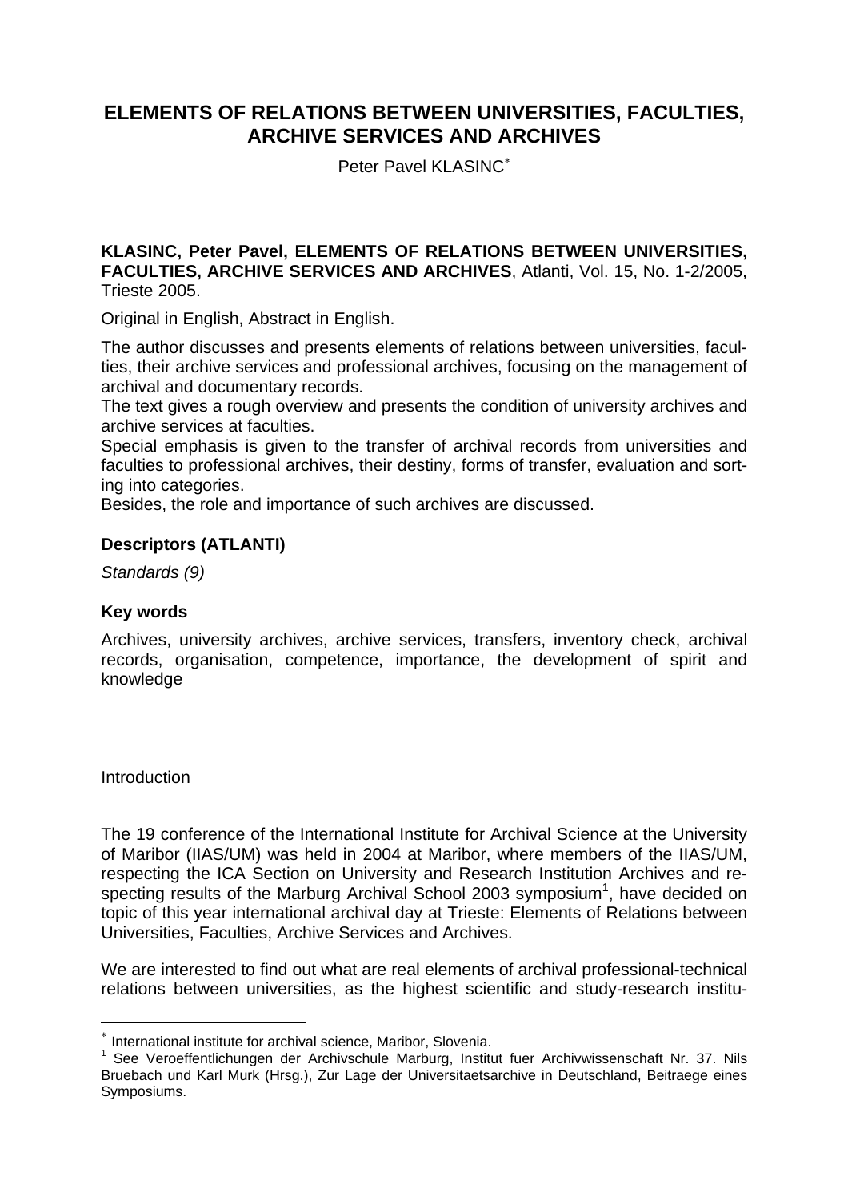# ELEMENTS OF RELATIONS BETWEEN UNIVERSITIES, FACULTIES, ARCHIVE SERVICES AND ARCHIVES

Peter Pavel KLASINC[*]

**KLASINC, Peter Pavel, ELEMENTS OF RELATIONS BETWEEN UNIVERSITIES, FACULTIES, ARCHIVE SERVICES AND ARCHIVES**, Atlanti, Vol. 15, No. 1-2/2005, Trieste 2005.

Original in English, Abstract in English.

The author discusses and presents elements of relations between universities, faculties, their archive services and professional archives, focusing on the management of archival and documentary records.
The text gives a rough overview and presents the condition of university archives and archive services at faculties.
Special emphasis is given to the transfer of archival records from universities and faculties to professional archives, their destiny, forms of transfer, evaluation and sorting into categories.
Besides, the role and importance of such archives are discussed.

**Descriptors (ATLANTI)**

*Standards (9)*

**Key words**

Archives, university archives, archive services, transfers, inventory check, archival records, organisation, competence, importance, the development of spirit and knowledge

Introduction

The 19 conference of the International Institute for Archival Science at the University of Maribor (IIAS/UM) was held in 2004 at Maribor, where members of the IIAS/UM, respecting the ICA Section on University and Research Institution Archives and respecting results of the Marburg Archival School 2003 symposium[1], have decided on topic of this year international archival day at Trieste: Elements of Relations between Universities, Faculties, Archive Services and Archives.

We are interested to find out what are real elements of archival professional-technical relations between universities, as the highest scientific and study-research institu-

---

[*] International institute for archival science, Maribor, Slovenia.

[1] See Veroeffentlichungen der Archivschule Marburg, Institut fuer Archivwissenschaft Nr. 37. Nils Bruebach und Karl Murk (Hrsg.), Zur Lage der Universitaetsarchive in Deutschland, Beitraege eines Symposiums.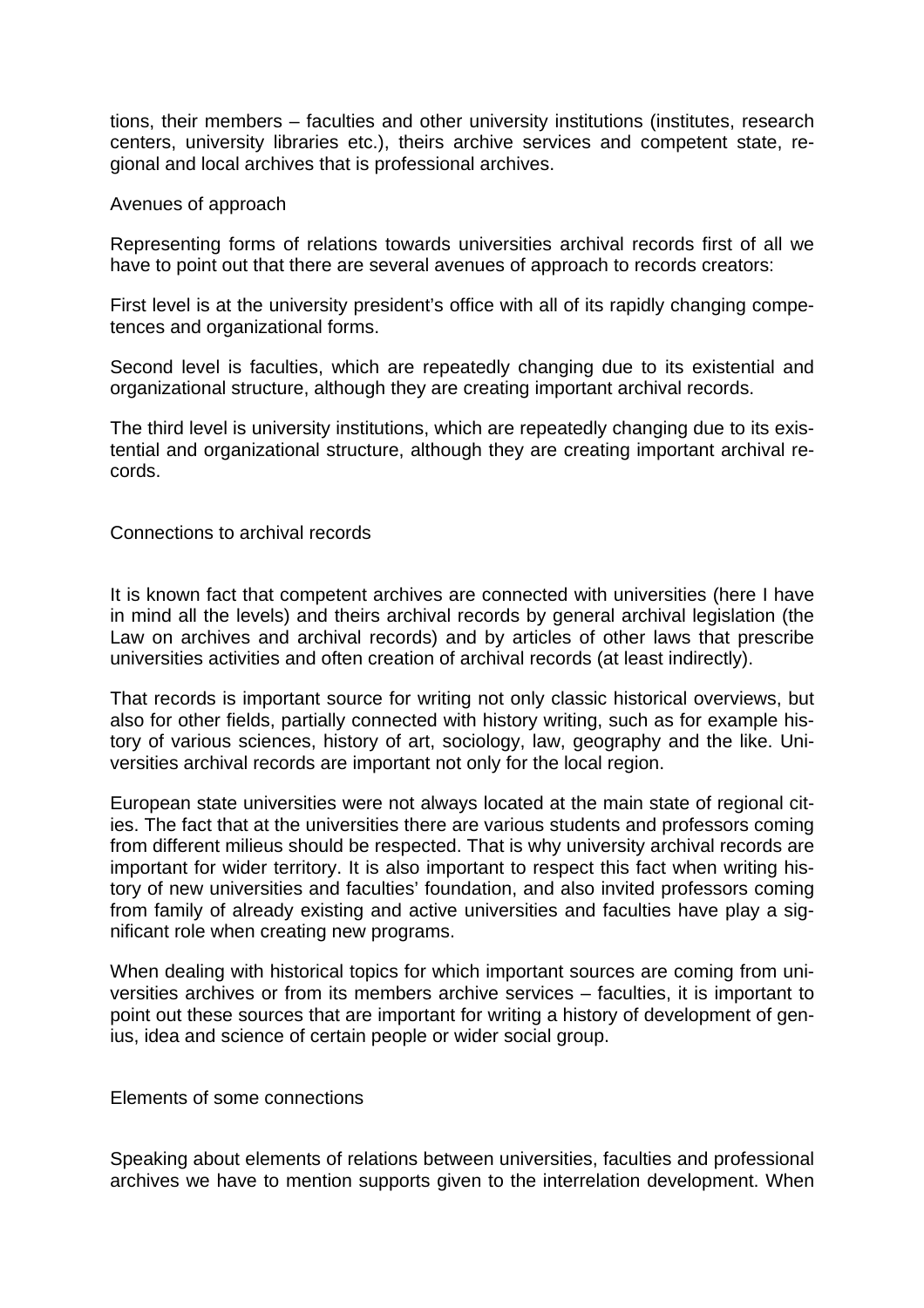tions, their members – faculties and other university institutions (institutes, research centers, university libraries etc.), theirs archive services and competent state, regional and local archives that is professional archives.

## Avenues of approach

Representing forms of relations towards universities archival records first of all we have to point out that there are several avenues of approach to records creators:

First level is at the university president's office with all of its rapidly changing competences and organizational forms.

Second level is faculties, which are repeatedly changing due to its existential and organizational structure, although they are creating important archival records.

The third level is university institutions, which are repeatedly changing due to its existential and organizational structure, although they are creating important archival records.

## Connections to archival records

It is known fact that competent archives are connected with universities (here I have in mind all the levels) and theirs archival records by general archival legislation (the Law on archives and archival records) and by articles of other laws that prescribe universities activities and often creation of archival records (at least indirectly).

That records is important source for writing not only classic historical overviews, but also for other fields, partially connected with history writing, such as for example history of various sciences, history of art, sociology, law, geography and the like. Universities archival records are important not only for the local region.

European state universities were not always located at the main state of regional cities. The fact that at the universities there are various students and professors coming from different milieus should be respected. That is why university archival records are important for wider territory. It is also important to respect this fact when writing history of new universities and faculties' foundation, and also invited professors coming from family of already existing and active universities and faculties have play a significant role when creating new programs.

When dealing with historical topics for which important sources are coming from universities archives or from its members archive services – faculties, it is important to point out these sources that are important for writing a history of development of genius, idea and science of certain people or wider social group.

## Elements of some connections

Speaking about elements of relations between universities, faculties and professional archives we have to mention supports given to the interrelation development. When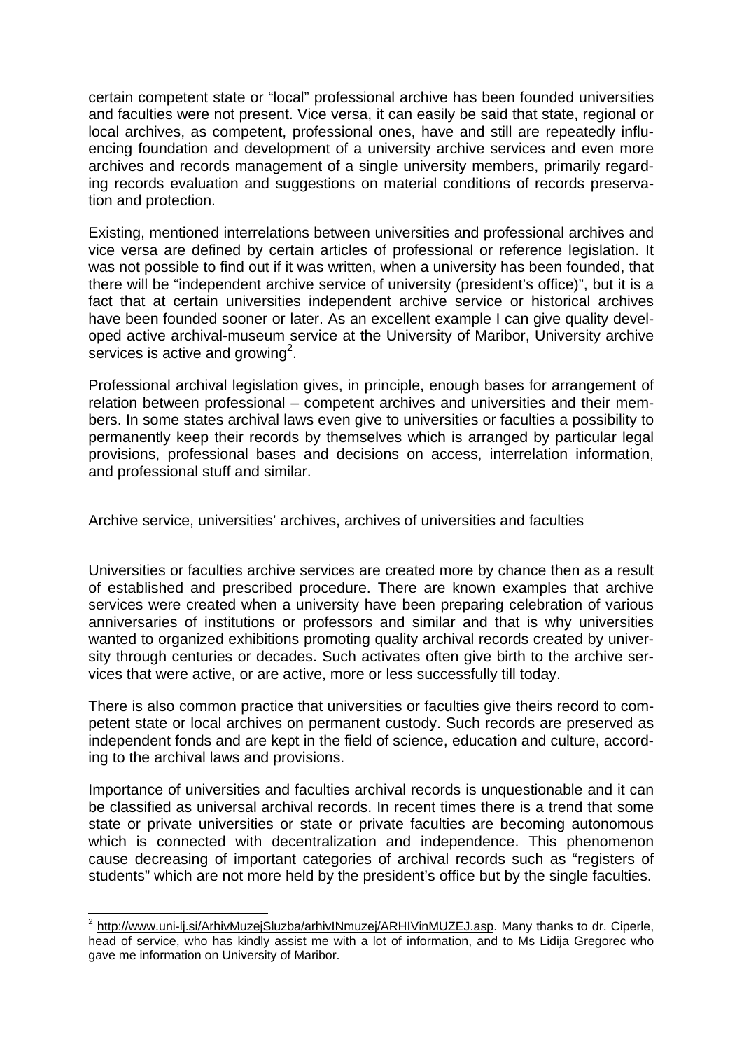certain competent state or “local” professional archive has been founded universities and faculties were not present. Vice versa, it can easily be said that state, regional or local archives, as competent, professional ones, have and still are repeatedly influencing foundation and development of a university archive services and even more archives and records management of a single university members, primarily regarding records evaluation and suggestions on material conditions of records preservation and protection.

Existing, mentioned interrelations between universities and professional archives and vice versa are defined by certain articles of professional or reference legislation. It was not possible to find out if it was written, when a university has been founded, that there will be “independent archive service of university (president’s office)”, but it is a fact that at certain universities independent archive service or historical archives have been founded sooner or later. As an excellent example I can give quality developed active archival-museum service at the University of Maribor, University archive services is active and growing[2].

Professional archival legislation gives, in principle, enough bases for arrangement of relation between professional – competent archives and universities and their members. In some states archival laws even give to universities or faculties a possibility to permanently keep their records by themselves which is arranged by particular legal provisions, professional bases and decisions on access, interrelation information, and professional stuff and similar.

## Archive service, universities’ archives, archives of universities and faculties

Universities or faculties archive services are created more by chance then as a result of established and prescribed procedure. There are known examples that archive services were created when a university have been preparing celebration of various anniversaries of institutions or professors and similar and that is why universities wanted to organized exhibitions promoting quality archival records created by university through centuries or decades. Such activates often give birth to the archive services that were active, or are active, more or less successfully till today.

There is also common practice that universities or faculties give theirs record to competent state or local archives on permanent custody. Such records are preserved as independent fonds and are kept in the field of science, education and culture, according to the archival laws and provisions.

Importance of universities and faculties archival records is unquestionable and it can be classified as universal archival records. In recent times there is a trend that some state or private universities or state or private faculties are becoming autonomous which is connected with decentralization and independence. This phenomenon cause decreasing of important categories of archival records such as “registers of students” which are not more held by the president’s office but by the single faculties.

---

[2] http://www.uni-lj.si/ArhivMuzejSluzba/arhivINmuzej/ARHIVinMUZEJ.asp. Many thanks to dr. Ciperle, head of service, who has kindly assist me with a lot of information, and to Ms Lidija Gregorec who gave me information on University of Maribor.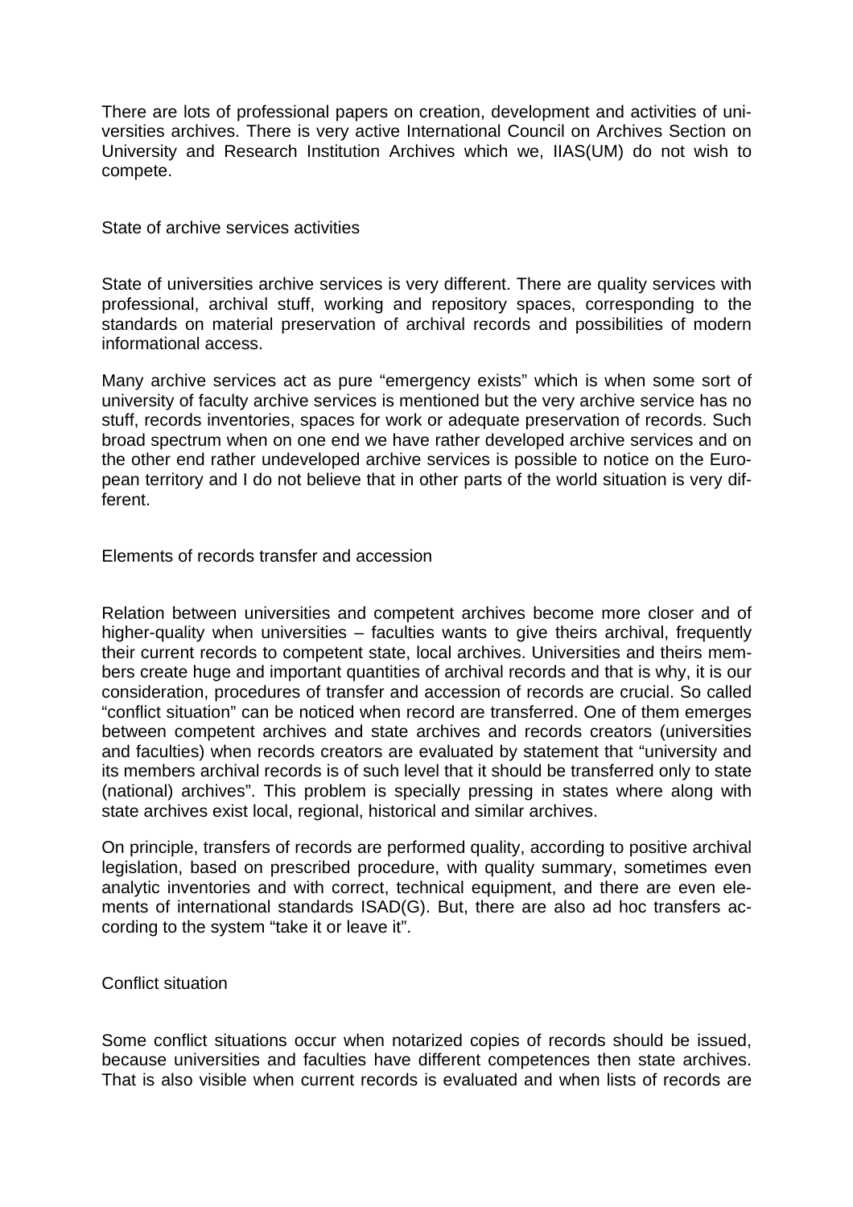There are lots of professional papers on creation, development and activities of universities archives. There is very active International Council on Archives Section on University and Research Institution Archives which we, IIAS(UM) do not wish to compete.

## State of archive services activities

State of universities archive services is very different. There are quality services with professional, archival stuff, working and repository spaces, corresponding to the standards on material preservation of archival records and possibilities of modern informational access.

Many archive services act as pure "emergency exists" which is when some sort of university of faculty archive services is mentioned but the very archive service has no stuff, records inventories, spaces for work or adequate preservation of records. Such broad spectrum when on one end we have rather developed archive services and on the other end rather undeveloped archive services is possible to notice on the European territory and I do not believe that in other parts of the world situation is very different.

## Elements of records transfer and accession

Relation between universities and competent archives become more closer and of higher-quality when universities – faculties wants to give theirs archival, frequently their current records to competent state, local archives. Universities and theirs members create huge and important quantities of archival records and that is why, it is our consideration, procedures of transfer and accession of records are crucial. So called "conflict situation" can be noticed when record are transferred. One of them emerges between competent archives and state archives and records creators (universities and faculties) when records creators are evaluated by statement that "university and its members archival records is of such level that it should be transferred only to state (national) archives". This problem is specially pressing in states where along with state archives exist local, regional, historical and similar archives.

On principle, transfers of records are performed quality, according to positive archival legislation, based on prescribed procedure, with quality summary, sometimes even analytic inventories and with correct, technical equipment, and there are even elements of international standards ISAD(G). But, there are also ad hoc transfers according to the system "take it or leave it".

## Conflict situation

Some conflict situations occur when notarized copies of records should be issued, because universities and faculties have different competences then state archives. That is also visible when current records is evaluated and when lists of records are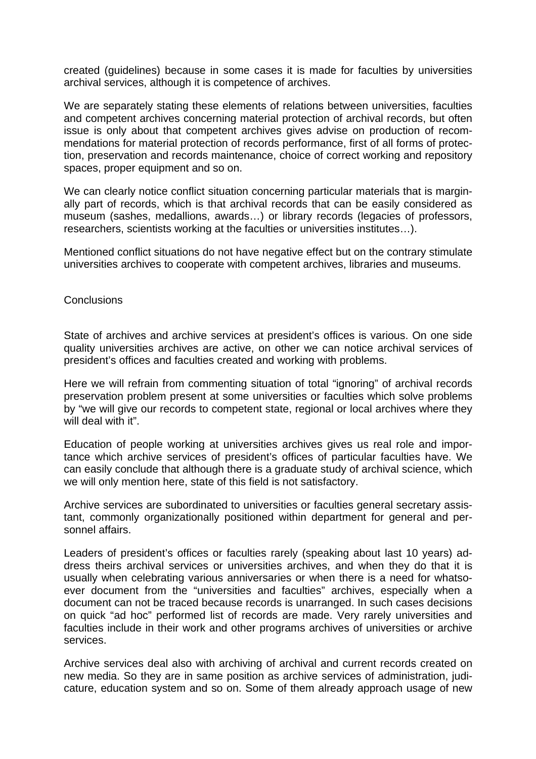created (guidelines) because in some cases it is made for faculties by universities archival services, although it is competence of archives.

We are separately stating these elements of relations between universities, faculties and competent archives concerning material protection of archival records, but often issue is only about that competent archives gives advise on production of recommendations for material protection of records performance, first of all forms of protection, preservation and records maintenance, choice of correct working and repository spaces, proper equipment and so on.

We can clearly notice conflict situation concerning particular materials that is marginally part of records, which is that archival records that can be easily considered as museum (sashes, medallions, awards…) or library records (legacies of professors, researchers, scientists working at the faculties or universities institutes…).

Mentioned conflict situations do not have negative effect but on the contrary stimulate universities archives to cooperate with competent archives, libraries and museums.

## Conclusions

State of archives and archive services at president's offices is various. On one side quality universities archives are active, on other we can notice archival services of president's offices and faculties created and working with problems.

Here we will refrain from commenting situation of total "ignoring" of archival records preservation problem present at some universities or faculties which solve problems by "we will give our records to competent state, regional or local archives where they will deal with it".

Education of people working at universities archives gives us real role and importance which archive services of president's offices of particular faculties have. We can easily conclude that although there is a graduate study of archival science, which we will only mention here, state of this field is not satisfactory.

Archive services are subordinated to universities or faculties general secretary assistant, commonly organizationally positioned within department for general and personnel affairs.

Leaders of president's offices or faculties rarely (speaking about last 10 years) address theirs archival services or universities archives, and when they do that it is usually when celebrating various anniversaries or when there is a need for whatsoever document from the "universities and faculties" archives, especially when a document can not be traced because records is unarranged. In such cases decisions on quick "ad hoc" performed list of records are made. Very rarely universities and faculties include in their work and other programs archives of universities or archive services.

Archive services deal also with archiving of archival and current records created on new media. So they are in same position as archive services of administration, judicature, education system and so on. Some of them already approach usage of new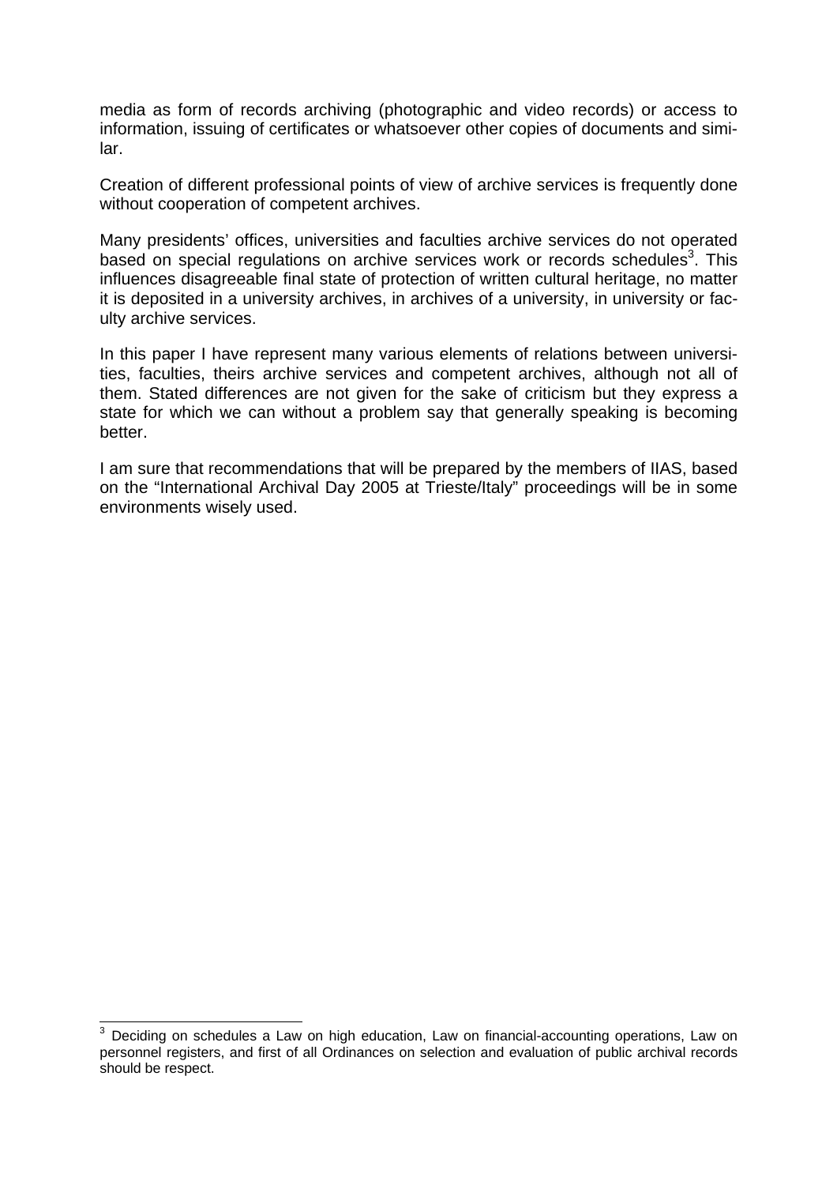media as form of records archiving (photographic and video records) or access to information, issuing of certificates or whatsoever other copies of documents and similar.

Creation of different professional points of view of archive services is frequently done without cooperation of competent archives.

Many presidents' offices, universities and faculties archive services do not operated based on special regulations on archive services work or records schedules[3]. This influences disagreeable final state of protection of written cultural heritage, no matter it is deposited in a university archives, in archives of a university, in university or faculty archive services.

In this paper I have represent many various elements of relations between universities, faculties, theirs archive services and competent archives, although not all of them. Stated differences are not given for the sake of criticism but they express a state for which we can without a problem say that generally speaking is becoming better.

I am sure that recommendations that will be prepared by the members of IIAS, based on the "International Archival Day 2005 at Trieste/Italy" proceedings will be in some environments wisely used.

---

[3] Deciding on schedules a Law on high education, Law on financial-accounting operations, Law on personnel registers, and first of all Ordinances on selection and evaluation of public archival records should be respect.